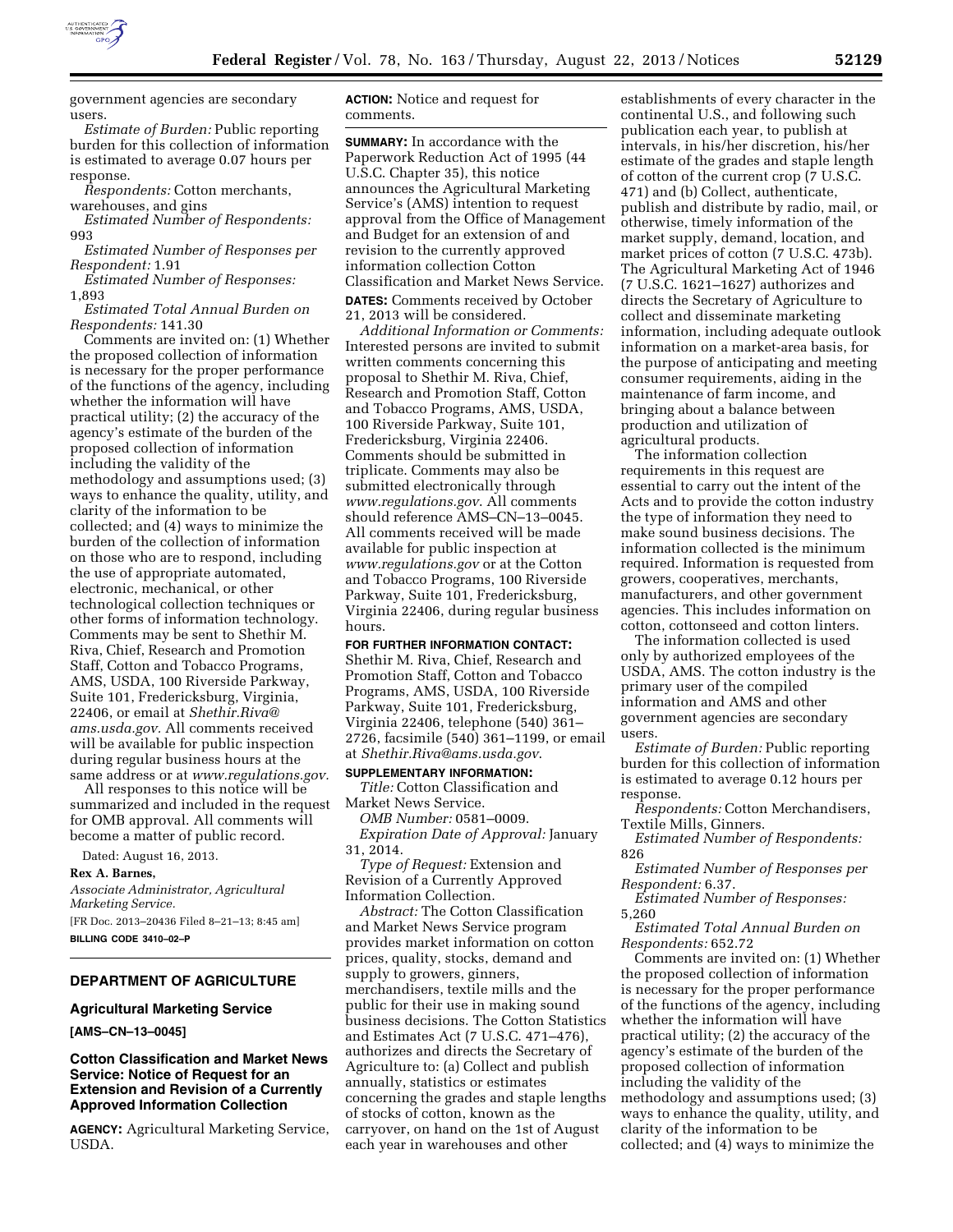government agencies are secondary users.

*Estimate of Burden:* Public reporting burden for this collection of information is estimated to average 0.07 hours per response.

*Respondents:* Cotton merchants, warehouses, and gins

*Estimated Number of Respondents:* 993

*Estimated Number of Responses per Respondent:* 1.91

*Estimated Number of Responses:* 1,893

*Estimated Total Annual Burden on Respondents:* 141.30

Comments are invited on: (1) Whether the proposed collection of information is necessary for the proper performance of the functions of the agency, including whether the information will have practical utility; (2) the accuracy of the agency's estimate of the burden of the proposed collection of information including the validity of the methodology and assumptions used; (3) ways to enhance the quality, utility, and clarity of the information to be collected; and (4) ways to minimize the burden of the collection of information on those who are to respond, including the use of appropriate automated, electronic, mechanical, or other technological collection techniques or other forms of information technology. Comments may be sent to Shethir M. Riva, Chief, Research and Promotion Staff, Cotton and Tobacco Programs, AMS, USDA, 100 Riverside Parkway, Suite 101, Fredericksburg, Virginia, 22406, or email at *Shethir.Riva@ams.usda.gov.* All comments received will be available for public inspection during regular business hours at the same address or at *www.regulations.gov.*

All responses to this notice will be summarized and included in the request for OMB approval. All comments will become a matter of public record.

Dated: August 16, 2013.

**Rex A. Barnes,**

*Associate Administrator, Agricultural Marketing Service.*

[FR Doc. 2013–20436 Filed 8–21–13; 8:45 am]

**BILLING CODE 3410–02–P**

---

## DEPARTMENT OF AGRICULTURE

### Agricultural Marketing Service

**[AMS–CN–13–0045]**

### Cotton Classification and Market News Service: Notice of Request for an Extension and Revision of a Currently Approved Information Collection

**AGENCY:** Agricultural Marketing Service, USDA.

**ACTION:** Notice and request for comments.

**SUMMARY:** In accordance with the Paperwork Reduction Act of 1995 (44 U.S.C. Chapter 35), this notice announces the Agricultural Marketing Service's (AMS) intention to request approval from the Office of Management and Budget for an extension of and revision to the currently approved information collection Cotton Classification and Market News Service.

**DATES:** Comments received by October 21, 2013 will be considered.

*Additional Information or Comments:* Interested persons are invited to submit written comments concerning this proposal to Shethir M. Riva, Chief, Research and Promotion Staff, Cotton and Tobacco Programs, AMS, USDA, 100 Riverside Parkway, Suite 101, Fredericksburg, Virginia 22406. Comments should be submitted in triplicate. Comments may also be submitted electronically through *www.regulations.gov*. All comments should reference AMS–CN–13–0045. All comments received will be made available for public inspection at *www.regulations.gov* or at the Cotton and Tobacco Programs, 100 Riverside Parkway, Suite 101, Fredericksburg, Virginia 22406, during regular business hours.

**FOR FURTHER INFORMATION CONTACT:** Shethir M. Riva, Chief, Research and Promotion Staff, Cotton and Tobacco Programs, AMS, USDA, 100 Riverside Parkway, Suite 101, Fredericksburg, Virginia 22406, telephone (540) 361–2726, facsimile (540) 361–1199, or email at *Shethir.Riva@ams.usda.gov*.

**SUPPLEMENTARY INFORMATION:**

*Title:* Cotton Classification and Market News Service.

*OMB Number:* 0581–0009.

*Expiration Date of Approval:* January 31, 2014.

*Type of Request:* Extension and Revision of a Currently Approved Information Collection.

*Abstract:* The Cotton Classification and Market News Service program provides market information on cotton prices, quality, stocks, demand and supply to growers, ginners, merchandisers, textile mills and the public for their use in making sound business decisions. The Cotton Statistics and Estimates Act (7 U.S.C. 471–476), authorizes and directs the Secretary of Agriculture to: (a) Collect and publish annually, statistics or estimates concerning the grades and staple lengths of stocks of cotton, known as the carryover, on hand on the 1st of August each year in warehouses and other establishments of every character in the continental U.S., and following such publication each year, to publish at intervals, in his/her discretion, his/her estimate of the grades and staple length of cotton of the current crop (7 U.S.C. 471) and (b) Collect, authenticate, publish and distribute by radio, mail, or otherwise, timely information of the market supply, demand, location, and market prices of cotton (7 U.S.C. 473b). The Agricultural Marketing Act of 1946 (7 U.S.C. 1621–1627) authorizes and directs the Secretary of Agriculture to collect and disseminate marketing information, including adequate outlook information on a market-area basis, for the purpose of anticipating and meeting consumer requirements, aiding in the maintenance of farm income, and bringing about a balance between production and utilization of agricultural products.

The information collection requirements in this request are essential to carry out the intent of the Acts and to provide the cotton industry the type of information they need to make sound business decisions. The information collected is the minimum required. Information is requested from growers, cooperatives, merchants, manufacturers, and other government agencies. This includes information on cotton, cottonseed and cotton linters.

The information collected is used only by authorized employees of the USDA, AMS. The cotton industry is the primary user of the compiled information and AMS and other government agencies are secondary users.

*Estimate of Burden:* Public reporting burden for this collection of information is estimated to average 0.12 hours per response.

*Respondents:* Cotton Merchandisers, Textile Mills, Ginners.

*Estimated Number of Respondents:* 826

*Estimated Number of Responses per Respondent:* 6.37.

*Estimated Number of Responses:* 5,260

*Estimated Total Annual Burden on Respondents:* 652.72

Comments are invited on: (1) Whether the proposed collection of information is necessary for the proper performance of the functions of the agency, including whether the information will have practical utility; (2) the accuracy of the agency's estimate of the burden of the proposed collection of information including the validity of the methodology and assumptions used; (3) ways to enhance the quality, utility, and clarity of the information to be collected; and (4) ways to minimize the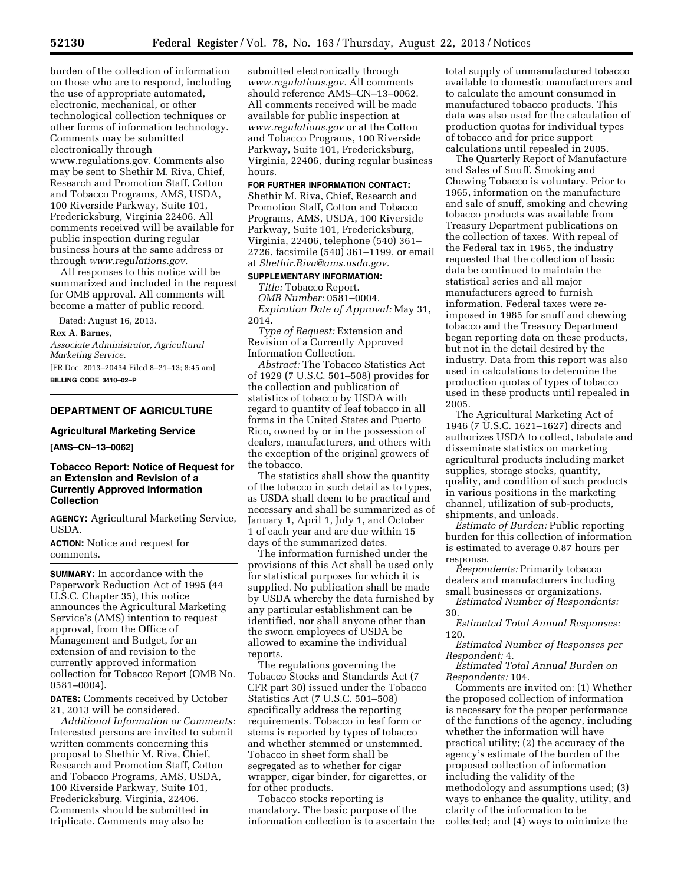burden of the collection of information on those who are to respond, including the use of appropriate automated, electronic, mechanical, or other technological collection techniques or other forms of information technology. Comments may be submitted electronically through www.regulations.gov. Comments also may be sent to Shethir M. Riva, Chief, Research and Promotion Staff, Cotton and Tobacco Programs, AMS, USDA, 100 Riverside Parkway, Suite 101, Fredericksburg, Virginia 22406. All comments received will be available for public inspection during regular business hours at the same address or through *www.regulations.gov.*

All responses to this notice will be summarized and included in the request for OMB approval. All comments will become a matter of public record.

Dated: August 16, 2013.

**Rex A. Barnes,**

*Associate Administrator, Agricultural Marketing Service.*

[FR Doc. 2013–20434 Filed 8–21–13; 8:45 am]

**BILLING CODE 3410–02–P**

## DEPARTMENT OF AGRICULTURE

### Agricultural Marketing Service

**[AMS–CN–13–0062]**

### Tobacco Report: Notice of Request for an Extension and Revision of a Currently Approved Information Collection

**AGENCY:** Agricultural Marketing Service, USDA.

**ACTION:** Notice and request for comments.

**SUMMARY:** In accordance with the Paperwork Reduction Act of 1995 (44 U.S.C. Chapter 35), this notice announces the Agricultural Marketing Service's (AMS) intention to request approval, from the Office of Management and Budget, for an extension of and revision to the currently approved information collection for Tobacco Report (OMB No. 0581–0004).

**DATES:** Comments received by October 21, 2013 will be considered.

*Additional Information or Comments:* Interested persons are invited to submit written comments concerning this proposal to Shethir M. Riva, Chief, Research and Promotion Staff, Cotton and Tobacco Programs, AMS, USDA, 100 Riverside Parkway, Suite 101, Fredericksburg, Virginia, 22406. Comments should be submitted in triplicate. Comments may also be submitted electronically through *www.regulations.gov.* All comments should reference AMS–CN–13–0062. All comments received will be made available for public inspection at *www.regulations.gov* or at the Cotton and Tobacco Programs, 100 Riverside Parkway, Suite 101, Fredericksburg, Virginia, 22406, during regular business hours.

**FOR FURTHER INFORMATION CONTACT:** Shethir M. Riva, Chief, Research and Promotion Staff, Cotton and Tobacco Programs, AMS, USDA, 100 Riverside Parkway, Suite 101, Fredericksburg, Virginia, 22406, telephone (540) 361–2726, facsimile (540) 361–1199, or email at *Shethir.Riva@ams.usda.gov.*

**SUPPLEMENTARY INFORMATION:**

*Title:* Tobacco Report.

*OMB Number:* 0581–0004.

*Expiration Date of Approval:* May 31, 2014.

*Type of Request:* Extension and Revision of a Currently Approved Information Collection.

*Abstract:* The Tobacco Statistics Act of 1929 (7 U.S.C. 501–508) provides for the collection and publication of statistics of tobacco by USDA with regard to quantity of leaf tobacco in all forms in the United States and Puerto Rico, owned by or in the possession of dealers, manufacturers, and others with the exception of the original growers of the tobacco.

The statistics shall show the quantity of the tobacco in such detail as to types, as USDA shall deem to be practical and necessary and shall be summarized as of January 1, April 1, July 1, and October 1 of each year and are due within 15 days of the summarized dates.

The information furnished under the provisions of this Act shall be used only for statistical purposes for which it is supplied. No publication shall be made by USDA whereby the data furnished by any particular establishment can be identified, nor shall anyone other than the sworn employees of USDA be allowed to examine the individual reports.

The regulations governing the Tobacco Stocks and Standards Act (7 CFR part 30) issued under the Tobacco Statistics Act (7 U.S.C. 501–508) specifically address the reporting requirements. Tobacco in leaf form or stems is reported by types of tobacco and whether stemmed or unstemmed. Tobacco in sheet form shall be segregated as to whether for cigar wrapper, cigar binder, for cigarettes, or for other products.

Tobacco stocks reporting is mandatory. The basic purpose of the information collection is to ascertain the total supply of unmanufactured tobacco available to domestic manufacturers and to calculate the amount consumed in manufactured tobacco products. This data was also used for the calculation of production quotas for individual types of tobacco and for price support calculations until repealed in 2005.

The Quarterly Report of Manufacture and Sales of Snuff, Smoking and Chewing Tobacco is voluntary. Prior to 1965, information on the manufacture and sale of snuff, smoking and chewing tobacco products was available from Treasury Department publications on the collection of taxes. With repeal of the Federal tax in 1965, the industry requested that the collection of basic data be continued to maintain the statistical series and all major manufacturers agreed to furnish information. Federal taxes were re-imposed in 1985 for snuff and chewing tobacco and the Treasury Department began reporting data on these products, but not in the detail desired by the industry. Data from this report was also used in calculations to determine the production quotas of types of tobacco used in these products until repealed in 2005.

The Agricultural Marketing Act of 1946 (7 U.S.C. 1621–1627) directs and authorizes USDA to collect, tabulate and disseminate statistics on marketing agricultural products including market supplies, storage stocks, quantity, quality, and condition of such products in various positions in the marketing channel, utilization of sub-products, shipments, and unloads.

*Estimate of Burden:* Public reporting burden for this collection of information is estimated to average 0.87 hours per response.

*Respondents:* Primarily tobacco dealers and manufacturers including small businesses or organizations.

*Estimated Number of Respondents:* 30.

*Estimated Total Annual Responses:* 120.

*Estimated Number of Responses per Respondent:* 4.

*Estimated Total Annual Burden on Respondents:* 104.

Comments are invited on: (1) Whether the proposed collection of information is necessary for the proper performance of the functions of the agency, including whether the information will have practical utility; (2) the accuracy of the agency's estimate of the burden of the proposed collection of information including the validity of the methodology and assumptions used; (3) ways to enhance the quality, utility, and clarity of the information to be collected; and (4) ways to minimize the